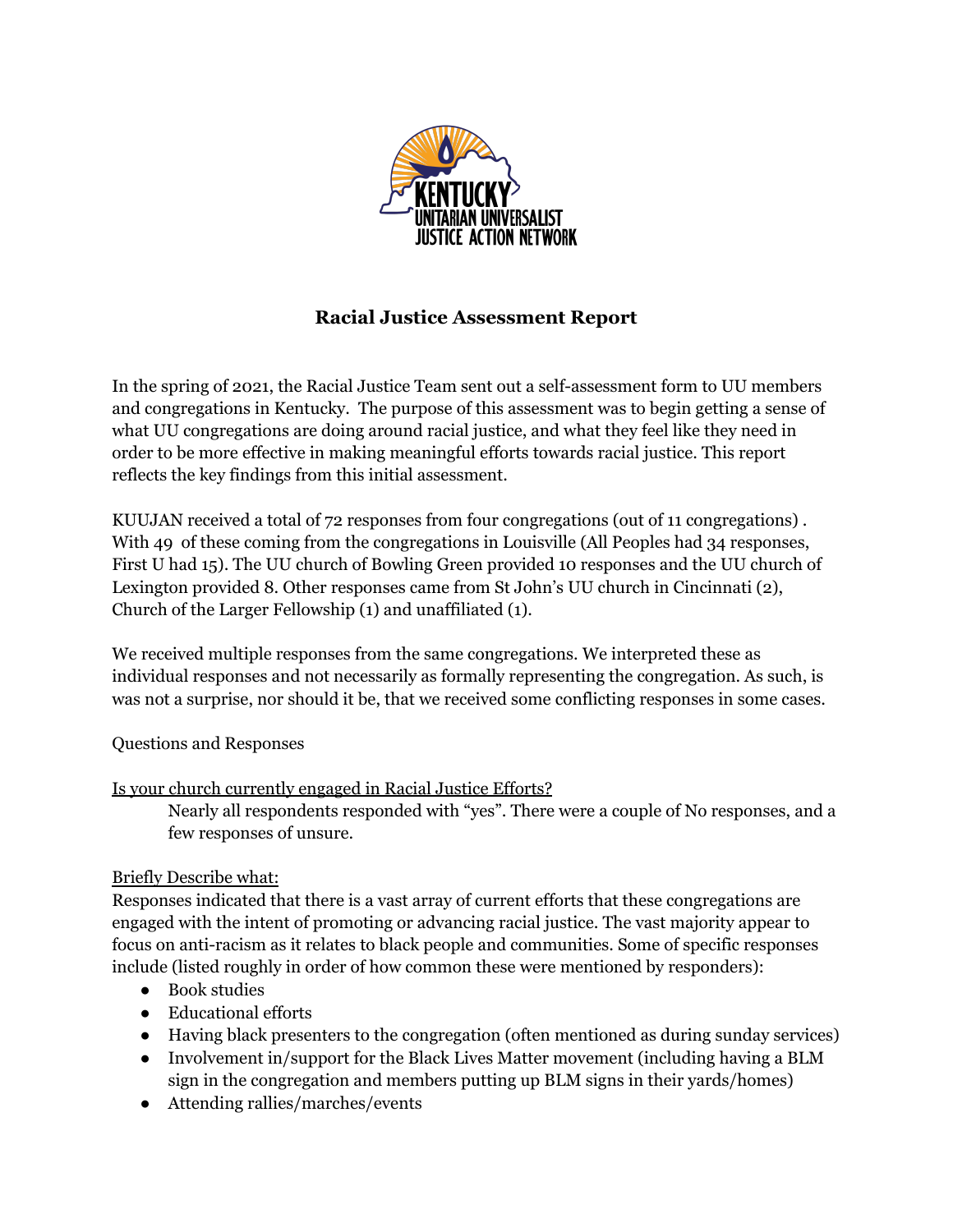# Racial Justice Assessment Report

In the spring of 2021, the Racial Justice Team sent out a self-assessment form to UU members and congregations in Kentucky. The purpose of this assessment was to begin getting a sense of what UU congregations are doing around racial justice, and what they feel like they need in order to be more effective in making meaningful efforts towards racial justice. This report reflects the key findings from this initial assessment.

KUUJAN received a total of 72 responses from four congregations (out of 11 congregations) . With 49 of these coming from the congregations in Louisville (All Peoples had 34 responses, First U had 15). The UU church of Bowling Green provided 10 responses and the UU church of Lexington provided 8. Other responses came from St John's UU church in Cincinnati (2), Church of the Larger Fellowship (1) and unaffiliated (1).

We received multiple responses from the same congregations. We interpreted these as individual responses and not necessarily as formally representing the congregation. As such, is was not a surprise, nor should it be, that we received some conflicting responses in some cases.

Questions and Responses

<u>Is your church currently engaged in Racial Justice Efforts?</u>

Nearly all respondents responded with "yes". There were a couple of No responses, and a few responses of unsure.

<u>Briefly Describe what:</u>

Responses indicated that there is a vast array of current efforts that these congregations are engaged with the intent of promoting or advancing racial justice. The vast majority appear to focus on anti-racism as it relates to black people and communities. Some of specific responses include (listed roughly in order of how common these were mentioned by responders):

- Book studies
- Educational efforts
- Having black presenters to the congregation (often mentioned as during sunday services)
- Involvement in/support for the Black Lives Matter movement (including having a BLM sign in the congregation and members putting up BLM signs in their yards/homes)
- Attending rallies/marches/events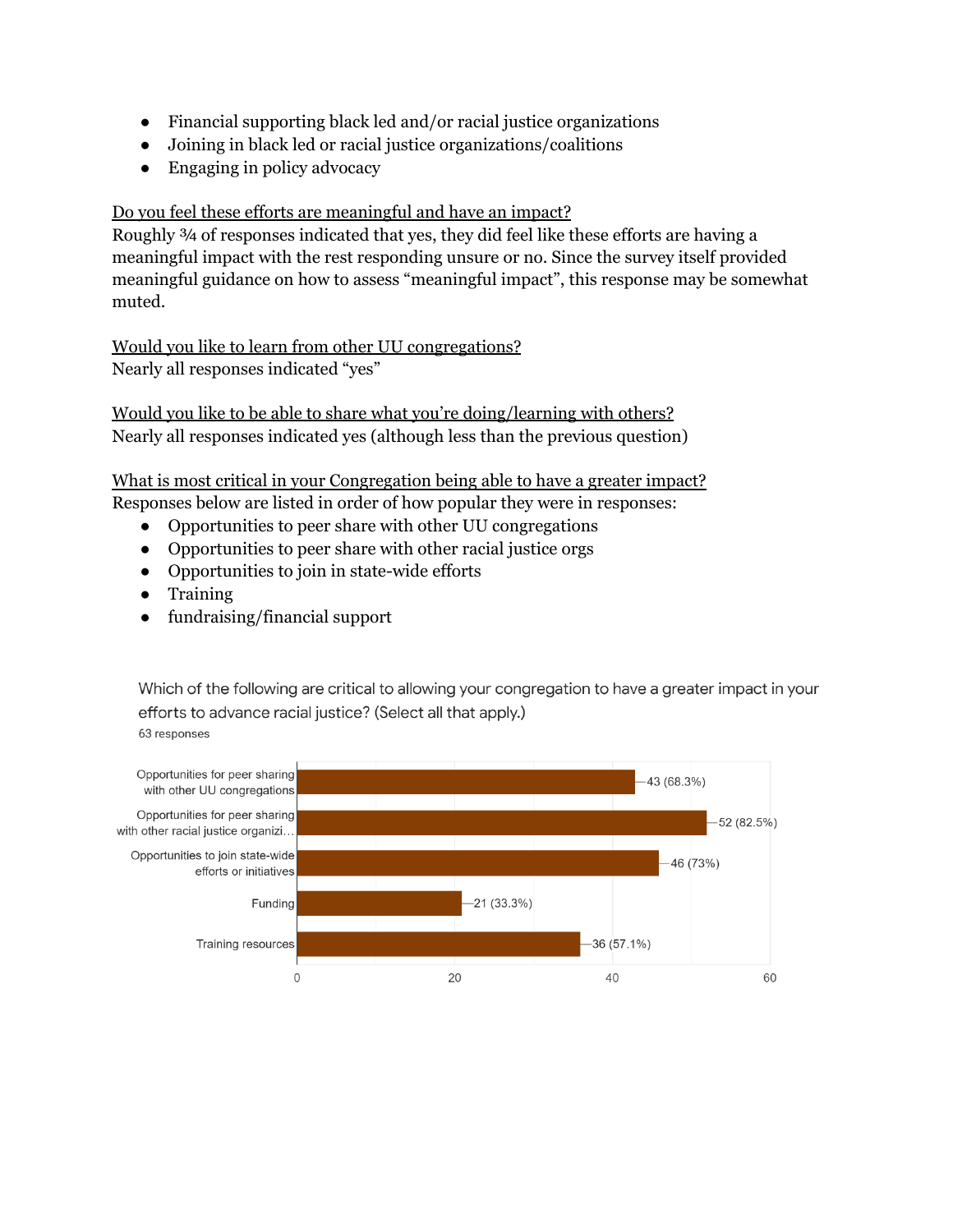- Financial supporting black led and/or racial justice organizations
- Joining in black led or racial justice organizations/coalitions
- Engaging in policy advocacy

<u>Do you feel these efforts are meaningful and have an impact?</u>
Roughly ¾ of responses indicated that yes, they did feel like these efforts are having a meaningful impact with the rest responding unsure or no. Since the survey itself provided meaningful guidance on how to assess "meaningful impact", this response may be somewhat muted.

<u>Would you like to learn from other UU congregations?</u>
Nearly all responses indicated "yes"

<u>Would you like to be able to share what you're doing/learning with others?</u>
Nearly all responses indicated yes (although less than the previous question)

<u>What is most critical in your Congregation being able to have a greater impact?</u>
Responses below are listed in order of how popular they were in responses:

- Opportunities to peer share with other UU congregations
- Opportunities to peer share with other racial justice orgs
- Opportunities to join in state-wide efforts
- Training
- fundraising/financial support

Which of the following are critical to allowing your congregation to have a greater impact in your efforts to advance racial justice? (Select all that apply.)
63 responses

| Option | Responses |
| --- | --- |
| Opportunities for peer sharing with other UU congregations | 43 (68.3%) |
| Opportunities for peer sharing with other racial justice organizi… | 52 (82.5%) |
| Opportunities to join state-wide efforts or initiatives | 46 (73%) |
| Funding | 21 (33.3%) |
| Training resources | 36 (57.1%) |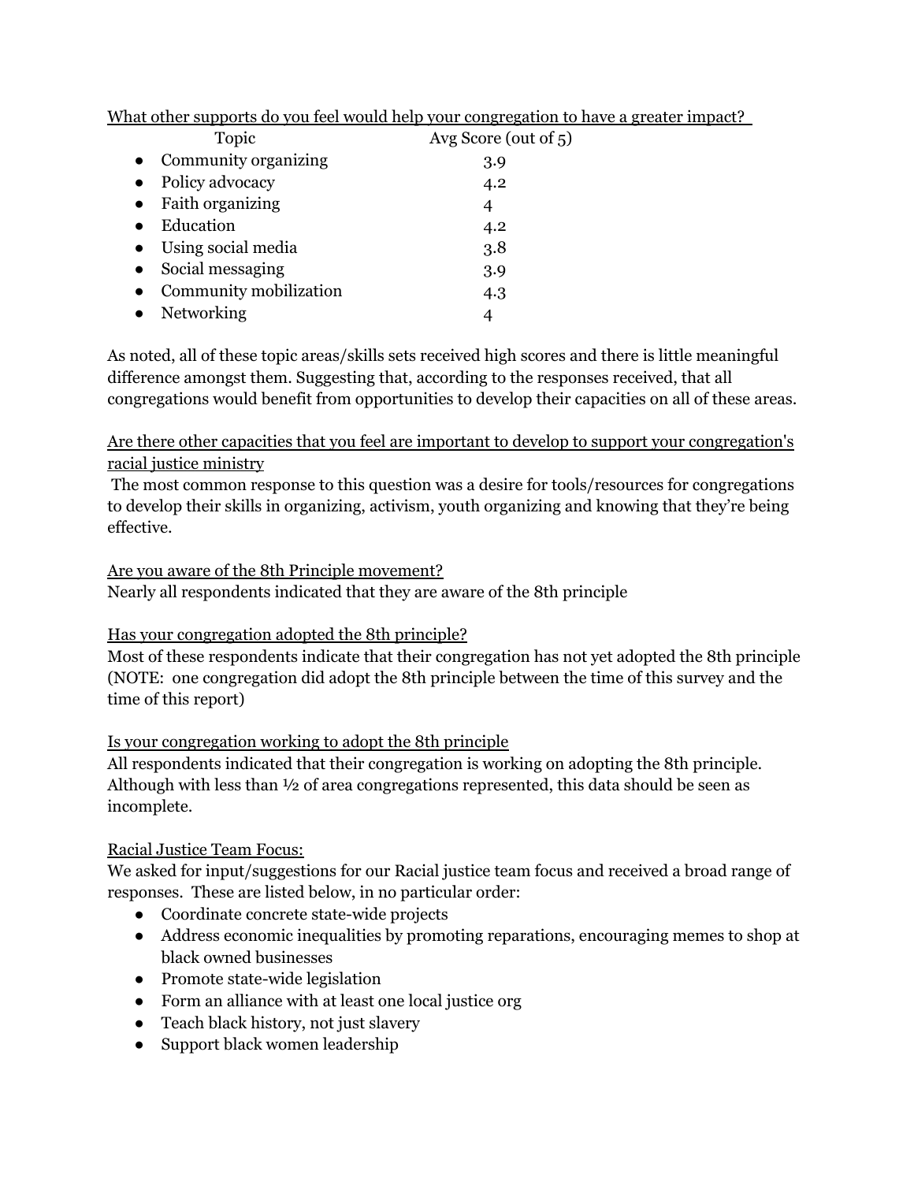<u>What other supports do you feel would help your congregation to have a greater impact?</u>

| Topic | Avg Score (out of 5) |
| --- | --- |
| Community organizing | 3.9 |
| Policy advocacy | 4.2 |
| Faith organizing | 4 |
| Education | 4.2 |
| Using social media | 3.8 |
| Social messaging | 3.9 |
| Community mobilization | 4.3 |
| Networking | 4 |

As noted, all of these topic areas/skills sets received high scores and there is little meaningful difference amongst them. Suggesting that, according to the responses received, that all congregations would benefit from opportunities to develop their capacities on all of these areas.

<u>Are there other capacities that you feel are important to develop to support your congregation's racial justice ministry</u>

The most common response to this question was a desire for tools/resources for congregations to develop their skills in organizing, activism, youth organizing and knowing that they're being effective.

<u>Are you aware of the 8th Principle movement?</u>

Nearly all respondents indicated that they are aware of the 8th principle

<u>Has your congregation adopted the 8th principle?</u>

Most of these respondents indicate that their congregation has not yet adopted the 8th principle (NOTE: one congregation did adopt the 8th principle between the time of this survey and the time of this report)

<u>Is your congregation working to adopt the 8th principle</u>

All respondents indicated that their congregation is working on adopting the 8th principle. Although with less than ½ of area congregations represented, this data should be seen as incomplete.

<u>Racial Justice Team Focus:</u>

We asked for input/suggestions for our Racial justice team focus and received a broad range of responses. These are listed below, in no particular order:

- Coordinate concrete state-wide projects
- Address economic inequalities by promoting reparations, encouraging memes to shop at black owned businesses
- Promote state-wide legislation
- Form an alliance with at least one local justice org
- Teach black history, not just slavery
- Support black women leadership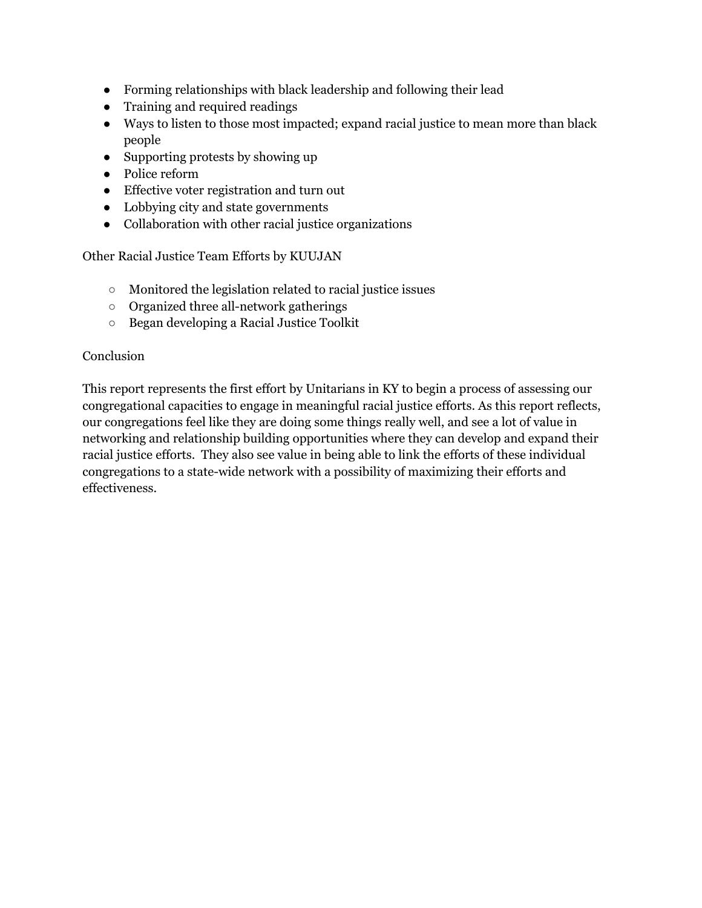- Forming relationships with black leadership and following their lead
- Training and required readings
- Ways to listen to those most impacted; expand racial justice to mean more than black people
- Supporting protests by showing up
- Police reform
- Effective voter registration and turn out
- Lobbying city and state governments
- Collaboration with other racial justice organizations

Other Racial Justice Team Efforts by KUUJAN

- Monitored the legislation related to racial justice issues
- Organized three all-network gatherings
- Began developing a Racial Justice Toolkit

Conclusion

This report represents the first effort by Unitarians in KY to begin a process of assessing our congregational capacities to engage in meaningful racial justice efforts. As this report reflects, our congregations feel like they are doing some things really well, and see a lot of value in networking and relationship building opportunities where they can develop and expand their racial justice efforts. They also see value in being able to link the efforts of these individual congregations to a state-wide network with a possibility of maximizing their efforts and effectiveness.